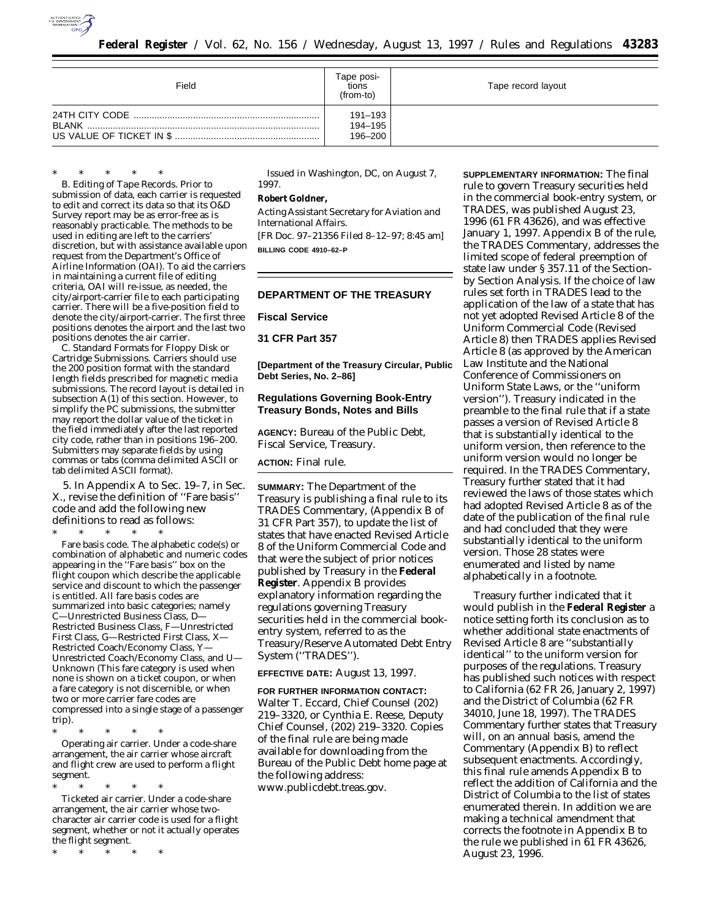| Field | Tape positions (from-to) | Tape record layout |
|---|---|---|
| 24TH CITY CODE | 191–193 | |
| BLANK | 194–195 | |
| US VALUE OF TICKET IN $ | 196–200 | |

\* \* \* \* \*

B. Editing of Tape Records. Prior to submission of data, each carrier is requested to edit and correct its data so that its O&D Survey report may be as error-free as is reasonably practicable. The methods to be used in editing are left to the carriers' discretion, but with assistance available upon request from the Department's Office of Airline Information (OAI). To aid the carriers in maintaining a current file of editing criteria, OAI will re-issue, as needed, the city/airport-carrier file to each participating carrier. There will be a five-position field to denote the city/airport-carrier. The first three positions denotes the airport and the last two positions denotes the air carrier.

C. Standard Formats for Floppy Disk or Cartridge Submissions. Carriers should use the 200 position format with the standard length fields prescribed for magnetic media submissions. The record layout is detailed in subsection A(1) of this section. However, to simplify the PC submissions, the submitter may report the dollar value of the ticket in the field immediately after the last reported city code, rather than in positions 196–200. Submitters may separate fields by using commas or tabs (comma delimited ASCII or tab delimited ASCII format).

5. In Appendix A to Sec. 19–7, in Sec. X., revise the definition of ''Fare basis'' code and add the following new definitions to read as follows:

\* \* \* \* \*

Fare basis code. The alphabetic code(s) or combination of alphabetic and numeric codes appearing in the ''Fare basis'' box on the flight coupon which describe the applicable service and discount to which the passenger is entitled. All fare basis codes are summarized into basic categories; namely C—Unrestricted Business Class, D—Restricted Business Class, F—Unrestricted First Class, G—Restricted First Class, X—Restricted Coach/Economy Class, Y—Unrestricted Coach/Economy Class, and U—Unknown (This fare category is used when none is shown on a ticket coupon, or when a fare category is not discernible, or when two or more carrier fare codes are compressed into a single stage of a passenger trip).

\* \* \* \* \*

Operating air carrier. Under a code-share arrangement, the air carrier whose aircraft and flight crew are used to perform a flight segment.

\* \* \* \* \*

Ticketed air carrier. Under a code-share arrangement, the air carrier whose two-character air carrier code is used for a flight segment, whether or not it actually operates the flight segment.

\* \* \* \* \*

Issued in Washington, DC, on August 7, 1997.

**Robert Goldner,**

*Acting Assistant Secretary for Aviation and International Affairs.*

[FR Doc. 97–21356 Filed 8–12–97; 8:45 am]

**BILLING CODE 4910–62–P**

---

## DEPARTMENT OF THE TREASURY

### Fiscal Service

### 31 CFR Part 357

**[Department of the Treasury Circular, Public Debt Series, No. 2–86]**

### Regulations Governing Book-Entry Treasury Bonds, Notes and Bills

**AGENCY:** Bureau of the Public Debt, Fiscal Service, Treasury.

**ACTION:** Final rule.

**SUMMARY:** The Department of the Treasury is publishing a final rule to its TRADES Commentary, (Appendix B of 31 CFR Part 357), to update the list of states that have enacted Revised Article 8 of the Uniform Commercial Code and that were the subject of prior notices published by Treasury in the **Federal Register**. Appendix B provides explanatory information regarding the regulations governing Treasury securities held in the commercial book-entry system, referred to as the Treasury/Reserve Automated Debt Entry System (''TRADES'').

**EFFECTIVE DATE:** August 13, 1997.

**FOR FURTHER INFORMATION CONTACT:** Walter T. Eccard, Chief Counsel (202) 219–3320, or Cynthia E. Reese, Deputy Chief Counsel, (202) 219–3320. Copies of the final rule are being made available for downloading from the Bureau of the Public Debt home page at the following address: www.publicdebt.treas.gov.

**SUPPLEMENTARY INFORMATION:** The final rule to govern Treasury securities held in the commercial book-entry system, or TRADES, was published August 23, 1996 (61 FR 43626), and was effective January 1, 1997. Appendix B of the rule, the TRADES Commentary, addresses the limited scope of federal preemption of state law under § 357.11 of the Section-by Section Analysis. If the choice of law rules set forth in TRADES lead to the application of the law of a state that has not yet adopted Revised Article 8 of the Uniform Commercial Code (Revised Article 8) then TRADES applies Revised Article 8 (as approved by the American Law Institute and the National Conference of Commissioners on Uniform State Laws, or the ''uniform version''). Treasury indicated in the preamble to the final rule that if a state passes a version of Revised Article 8 that is substantially identical to the uniform version, then reference to the uniform version would no longer be required. In the TRADES Commentary, Treasury further stated that it had reviewed the laws of those states which had adopted Revised Article 8 as of the date of the publication of the final rule and had concluded that they were substantially identical to the uniform version. Those 28 states were enumerated and listed by name alphabetically in a footnote.

Treasury further indicated that it would publish in the **Federal Register** a notice setting forth its conclusion as to whether additional state enactments of Revised Article 8 are ''substantially identical'' to the uniform version for purposes of the regulations. Treasury has published such notices with respect to California (62 FR 26, January 2, 1997) and the District of Columbia (62 FR 34010, June 18, 1997). The TRADES Commentary further states that Treasury will, on an annual basis, amend the Commentary (Appendix B) to reflect subsequent enactments. Accordingly, this final rule amends Appendix B to reflect the addition of California and the District of Columbia to the list of states enumerated therein. In addition we are making a technical amendment that corrects the footnote in Appendix B to the rule we published in 61 FR 43626, August 23, 1996.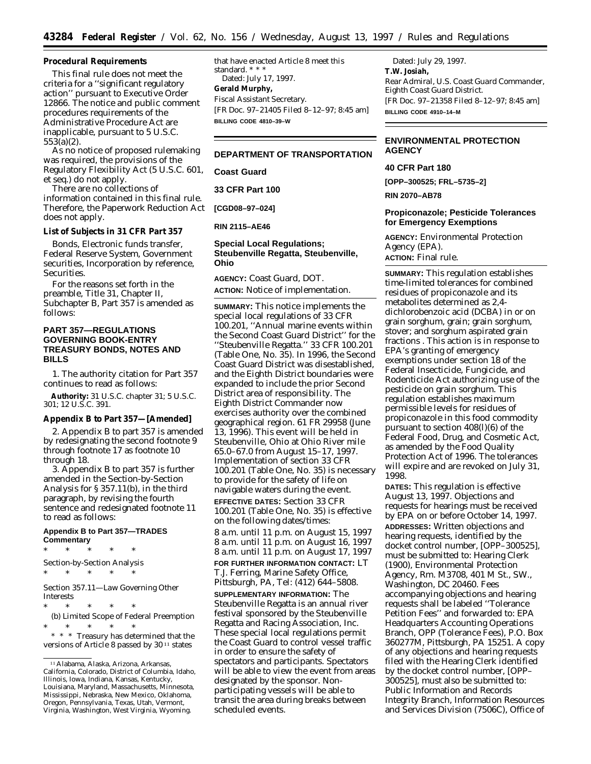**Procedural Requirements**

This final rule does not meet the criteria for a ''significant regulatory action'' pursuant to Executive Order 12866. The notice and public comment procedures requirements of the Administrative Procedure Act are inapplicable, pursuant to 5 U.S.C. 553(a)(2).

As no notice of proposed rulemaking was required, the provisions of the Regulatory Flexibility Act (5 U.S.C. 601, et seq.) do not apply.

There are no collections of information contained in this final rule. Therefore, the Paperwork Reduction Act does not apply.

**List of Subjects in 31 CFR Part 357**

Bonds, Electronic funds transfer, Federal Reserve System, Government securities, Incorporation by reference, Securities.

For the reasons set forth in the preamble, Title 31, Chapter II, Subchapter B, Part 357 is amended as follows:

## PART 357—REGULATIONS GOVERNING BOOK-ENTRY TREASURY BONDS, NOTES AND BILLS

1. The authority citation for Part 357 continues to read as follows:

**Authority:** 31 U.S.C. chapter 31; 5 U.S.C. 301; 12 U.S.C. 391.

**Appendix B to Part 357—[Amended]**

2. Appendix B to part 357 is amended by redesignating the second footnote 9 through footnote 17 as footnote 10 through 18.

3. Appendix B to part 357 is further amended in the Section-by-Section Analysis for § 357.11(b), in the third paragraph, by revising the fourth sentence and redesignated footnote 11 to read as follows:

**Appendix B to Part 357—TRADES Commentary**

* * * * *

Section-by-Section Analysis

* * * * *

Section 357.11—Law Governing Other Interests

* * * * *

(b) Limited Scope of Federal Preemption

* * * * *

* * * Treasury has determined that the versions of Article 8 passed by 30[11] states that have enacted Article 8 meet this standard. * * *

Dated: July 17, 1997.

**Gerald Murphy,**

*Fiscal Assistant Secretary.*

[FR Doc. 97–21405 Filed 8–12–97; 8:45 am]

**BILLING CODE 4810–39–W**

[11] Alabama, Alaska, Arizona, Arkansas, California, Colorado, District of Columbia, Idaho, Illinois, Iowa, Indiana, Kansas, Kentucky, Louisiana, Maryland, Massachusetts, Minnesota, Mississippi, Nebraska, New Mexico, Oklahoma, Oregon, Pennsylvania, Texas, Utah, Vermont, Virginia, Washington, West Virginia, Wyoming.

## DEPARTMENT OF TRANSPORTATION

**Coast Guard**

**33 CFR Part 100**

**[CGD08–97–024]**

**RIN 2115–AE46**

### Special Local Regulations; Steubenville Regatta, Steubenville, Ohio

**AGENCY:** Coast Guard, DOT.

**ACTION:** Notice of implementation.

**SUMMARY:** This notice implements the special local regulations of 33 CFR 100.201, ''Annual marine events within the Second Coast Guard District'' for the ''Steubenville Regatta.'' 33 CFR 100.201 (Table One, No. 35). In 1996, the Second Coast Guard District was disestablished, and the Eighth District boundaries were expanded to include the prior Second District area of responsibility. The Eighth District Commander now exercises authority over the combined geographical region. 61 FR 29958 (June 13, 1996). This event will be held in Steubenville, Ohio at Ohio River mile 65.0–67.0 from August 15–17, 1997. Implementation of section 33 CFR 100.201 (Table One, No. 35) is necessary to provide for the safety of life on navigable waters during the event.

**EFFECTIVE DATES:** Section 33 CFR 100.201 (Table One, No. 35) is effective on the following dates/times:

8 a.m. until 11 p.m. on August 15, 1997
8 a.m. until 11 p.m. on August 16, 1997
8 a.m. until 11 p.m. on August 17, 1997

**FOR FURTHER INFORMATION CONTACT:** LT T.J. Ferring, Marine Safety Office, Pittsburgh, PA, Tel: (412) 644–5808.

**SUPPLEMENTARY INFORMATION:** The Steubenville Regatta is an annual river festival sponsored by the Steubenville Regatta and Racing Association, Inc. These special local regulations permit the Coast Guard to control vessel traffic in order to ensure the safety of spectators and participants. Spectators will be able to view the event from areas designated by the sponsor. Non-participating vessels will be able to transit the area during breaks between scheduled events.

Dated: July 29, 1997.

**T.W. Josiah,**

*Rear Admiral, U.S. Coast Guard Commander, Eighth Coast Guard District.*

[FR Doc. 97–21358 Filed 8–12–97; 8:45 am]

**BILLING CODE 4910–14–M**

## ENVIRONMENTAL PROTECTION AGENCY

**40 CFR Part 180**

**[OPP–300525; FRL–5735–2]**

**RIN 2070–AB78**

### Propiconazole; Pesticide Tolerances for Emergency Exemptions

**AGENCY:** Environmental Protection Agency (EPA).

**ACTION:** Final rule.

**SUMMARY:** This regulation establishes time-limited tolerances for combined residues of propiconazole and its metabolites determined as 2,4-dichlorobenzoic acid (DCBA) in or on grain sorghum, grain; grain sorghum, stover; and sorghum aspirated grain fractions . This action is in response to EPA's granting of emergency exemptions under section 18 of the Federal Insecticide, Fungicide, and Rodenticide Act authorizing use of the pesticide on grain sorghum. This regulation establishes maximum permissible levels for residues of propiconazole in this food commodity pursuant to section 408(l)(6) of the Federal Food, Drug, and Cosmetic Act, as amended by the Food Quality Protection Act of 1996. The tolerances will expire and are revoked on July 31, 1998.

**DATES:** This regulation is effective August 13, 1997. Objections and requests for hearings must be received by EPA on or before October 14, 1997.

**ADDRESSES:** Written objections and hearing requests, identified by the docket control number, [OPP–300525], must be submitted to: Hearing Clerk (1900), Environmental Protection Agency, Rm. M3708, 401 M St., SW., Washington, DC 20460. Fees accompanying objections and hearing requests shall be labeled ''Tolerance Petition Fees'' and forwarded to: EPA Headquarters Accounting Operations Branch, OPP (Tolerance Fees), P.O. Box 360277M, Pittsburgh, PA 15251. A copy of any objections and hearing requests filed with the Hearing Clerk identified by the docket control number, [OPP–300525], must also be submitted to: Public Information and Records Integrity Branch, Information Resources and Services Division (7506C), Office of